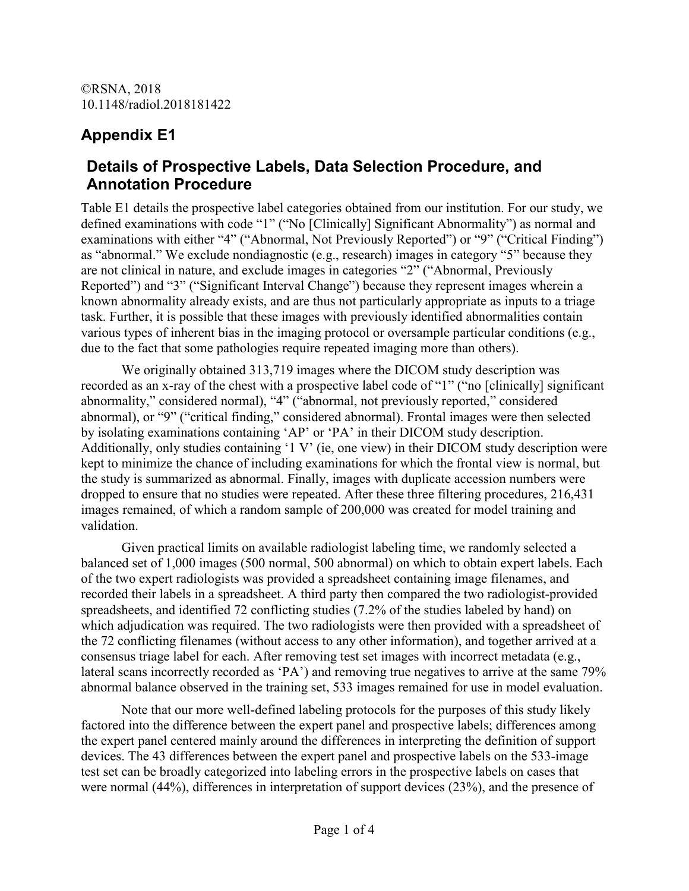©RSNA, 2018
10.1148/radiol.2018181422

# Appendix E1

## Details of Prospective Labels, Data Selection Procedure, and Annotation Procedure

Table E1 details the prospective label categories obtained from our institution. For our study, we defined examinations with code "1" ("No [Clinically] Significant Abnormality") as normal and examinations with either "4" ("Abnormal, Not Previously Reported") or "9" ("Critical Finding") as "abnormal." We exclude nondiagnostic (e.g., research) images in category "5" because they are not clinical in nature, and exclude images in categories "2" ("Abnormal, Previously Reported") and "3" ("Significant Interval Change") because they represent images wherein a known abnormality already exists, and are thus not particularly appropriate as inputs to a triage task. Further, it is possible that these images with previously identified abnormalities contain various types of inherent bias in the imaging protocol or oversample particular conditions (e.g., due to the fact that some pathologies require repeated imaging more than others).

We originally obtained 313,719 images where the DICOM study description was recorded as an x-ray of the chest with a prospective label code of "1" ("no [clinically] significant abnormality," considered normal), "4" ("abnormal, not previously reported," considered abnormal), or "9" ("critical finding," considered abnormal). Frontal images were then selected by isolating examinations containing 'AP' or 'PA' in their DICOM study description. Additionally, only studies containing '1 V' (ie, one view) in their DICOM study description were kept to minimize the chance of including examinations for which the frontal view is normal, but the study is summarized as abnormal. Finally, images with duplicate accession numbers were dropped to ensure that no studies were repeated. After these three filtering procedures, 216,431 images remained, of which a random sample of 200,000 was created for model training and validation.

Given practical limits on available radiologist labeling time, we randomly selected a balanced set of 1,000 images (500 normal, 500 abnormal) on which to obtain expert labels. Each of the two expert radiologists was provided a spreadsheet containing image filenames, and recorded their labels in a spreadsheet. A third party then compared the two radiologist-provided spreadsheets, and identified 72 conflicting studies (7.2% of the studies labeled by hand) on which adjudication was required. The two radiologists were then provided with a spreadsheet of the 72 conflicting filenames (without access to any other information), and together arrived at a consensus triage label for each. After removing test set images with incorrect metadata (e.g., lateral scans incorrectly recorded as 'PA') and removing true negatives to arrive at the same 79% abnormal balance observed in the training set, 533 images remained for use in model evaluation.

Note that our more well-defined labeling protocols for the purposes of this study likely factored into the difference between the expert panel and prospective labels; differences among the expert panel centered mainly around the differences in interpreting the definition of support devices. The 43 differences between the expert panel and prospective labels on the 533-image test set can be broadly categorized into labeling errors in the prospective labels on cases that were normal (44%), differences in interpretation of support devices (23%), and the presence of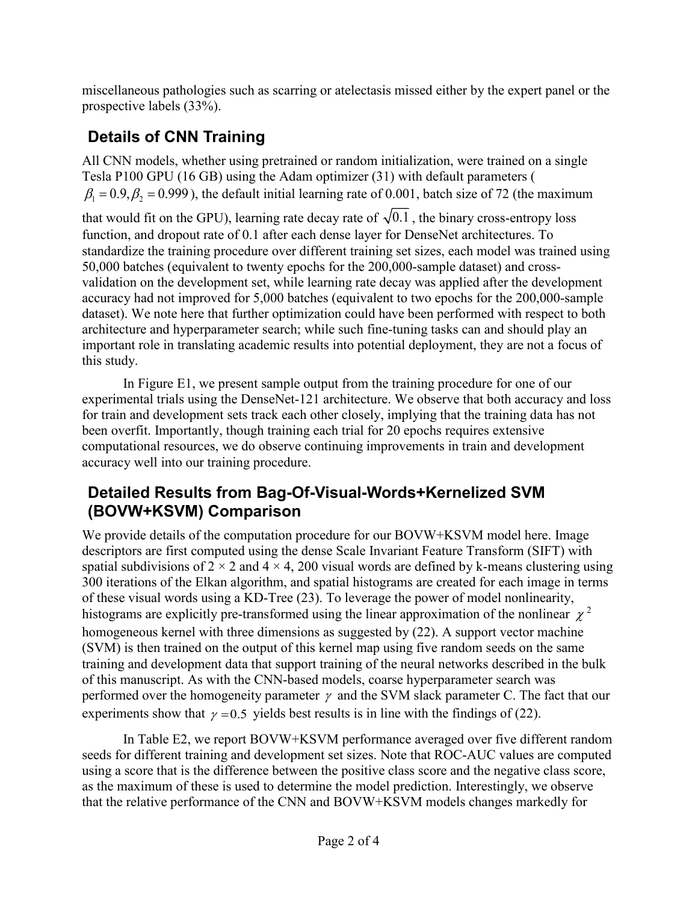miscellaneous pathologies such as scarring or atelectasis missed either by the expert panel or the prospective labels (33%).

## Details of CNN Training

All CNN models, whether using pretrained or random initialization, were trained on a single Tesla P100 GPU (16 GB) using the Adam optimizer (31) with default parameters ( $\beta_1 = 0.9, \beta_2 = 0.999$ ), the default initial learning rate of 0.001, batch size of 72 (the maximum that would fit on the GPU), learning rate decay rate of $\sqrt{0.1}$ , the binary cross-entropy loss function, and dropout rate of 0.1 after each dense layer for DenseNet architectures. To standardize the training procedure over different training set sizes, each model was trained using 50,000 batches (equivalent to twenty epochs for the 200,000-sample dataset) and cross-validation on the development set, while learning rate decay was applied after the development accuracy had not improved for 5,000 batches (equivalent to two epochs for the 200,000-sample dataset). We note here that further optimization could have been performed with respect to both architecture and hyperparameter search; while such fine-tuning tasks can and should play an important role in translating academic results into potential deployment, they are not a focus of this study.

In Figure E1, we present sample output from the training procedure for one of our experimental trials using the DenseNet-121 architecture. We observe that both accuracy and loss for train and development sets track each other closely, implying that the training data has not been overfit. Importantly, though training each trial for 20 epochs requires extensive computational resources, we do observe continuing improvements in train and development accuracy well into our training procedure.

## Detailed Results from Bag-Of-Visual-Words+Kernelized SVM (BOVW+KSVM) Comparison

We provide details of the computation procedure for our BOVW+KSVM model here. Image descriptors are first computed using the dense Scale Invariant Feature Transform (SIFT) with spatial subdivisions of $2 \times 2$ and $4 \times 4$, 200 visual words are defined by k-means clustering using 300 iterations of the Elkan algorithm, and spatial histograms are created for each image in terms of these visual words using a KD-Tree (23). To leverage the power of model nonlinearity, histograms are explicitly pre-transformed using the linear approximation of the nonlinear $\chi^2$ homogeneous kernel with three dimensions as suggested by (22). A support vector machine (SVM) is then trained on the output of this kernel map using five random seeds on the same training and development data that support training of the neural networks described in the bulk of this manuscript. As with the CNN-based models, coarse hyperparameter search was performed over the homogeneity parameter $\gamma$ and the SVM slack parameter C. The fact that our experiments show that $\gamma = 0.5$ yields best results is in line with the findings of (22).

In Table E2, we report BOVW+KSVM performance averaged over five different random seeds for different training and development set sizes. Note that ROC-AUC values are computed using a score that is the difference between the positive class score and the negative class score, as the maximum of these is used to determine the model prediction. Interestingly, we observe that the relative performance of the CNN and BOVW+KSVM models changes markedly for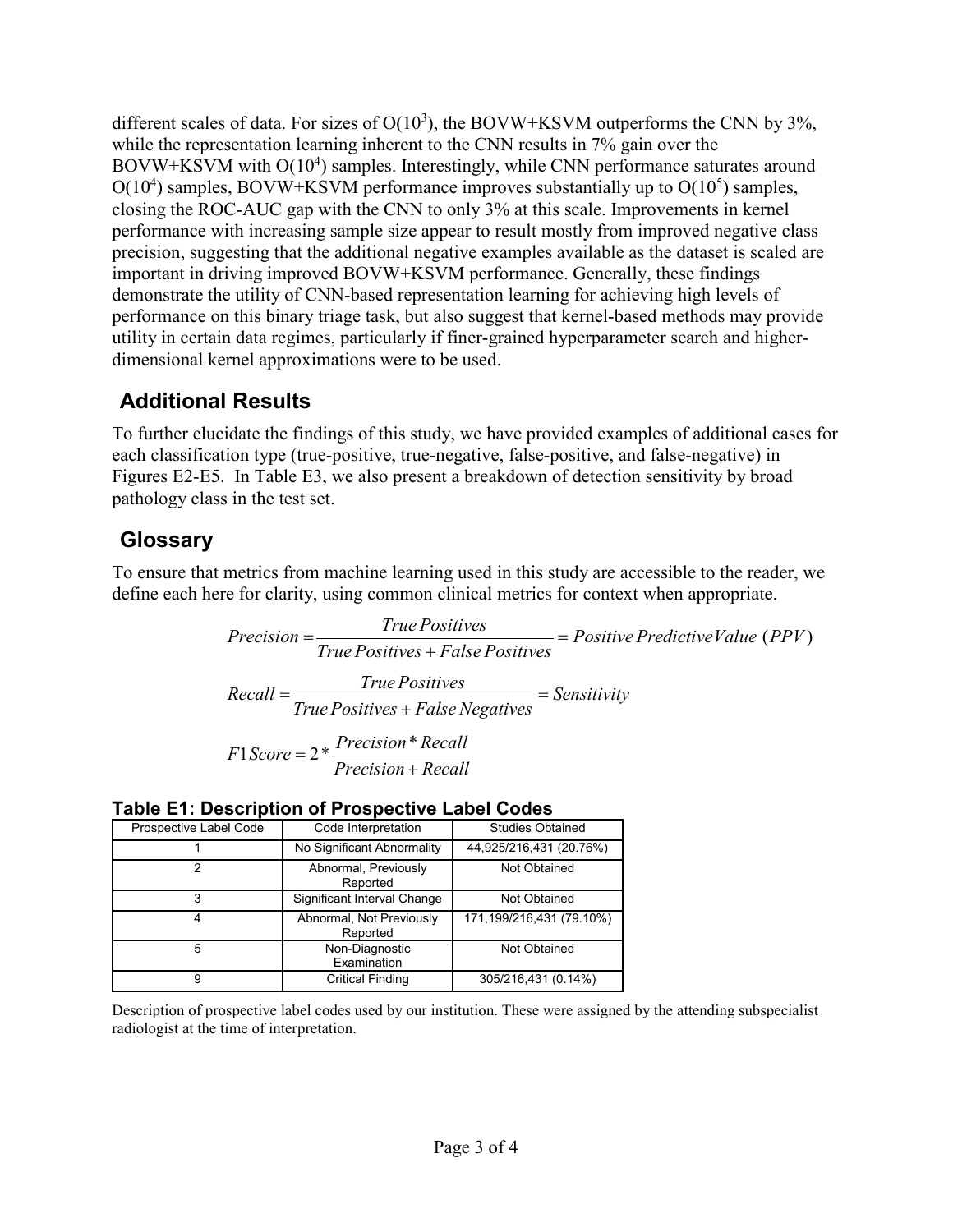different scales of data. For sizes of $O(10^3)$, the BOVW+KSVM outperforms the CNN by 3%, while the representation learning inherent to the CNN results in 7% gain over the BOVW+KSVM with $O(10^4)$ samples. Interestingly, while CNN performance saturates around $O(10^4)$ samples, BOVW+KSVM performance improves substantially up to $O(10^5)$ samples, closing the ROC-AUC gap with the CNN to only 3% at this scale. Improvements in kernel performance with increasing sample size appear to result mostly from improved negative class precision, suggesting that the additional negative examples available as the dataset is scaled are important in driving improved BOVW+KSVM performance. Generally, these findings demonstrate the utility of CNN-based representation learning for achieving high levels of performance on this binary triage task, but also suggest that kernel-based methods may provide utility in certain data regimes, particularly if finer-grained hyperparameter search and higher-dimensional kernel approximations were to be used.

## Additional Results

To further elucidate the findings of this study, we have provided examples of additional cases for each classification type (true-positive, true-negative, false-positive, and false-negative) in Figures E2-E5. In Table E3, we also present a breakdown of detection sensitivity by broad pathology class in the test set.

## Glossary

To ensure that metrics from machine learning used in this study are accessible to the reader, we define each here for clarity, using common clinical metrics for context when appropriate.

$$Precision = \frac{True\,Positives}{True\,Positives + False\,Positives} = Positive\,Predictive Value\ (PPV)$$

$$Recall = \frac{True\,Positives}{True\,Positives + False\,Negatives} = Sensitivity$$

$$F1Score = 2 * \frac{Precision * Recall}{Precision + Recall}$$

**Table E1: Description of Prospective Label Codes**

| Prospective Label Code | Code Interpretation | Studies Obtained |
|---|---|---|
| 1 | No Significant Abnormality | 44,925/216,431 (20.76%) |
| 2 | Abnormal, Previously Reported | Not Obtained |
| 3 | Significant Interval Change | Not Obtained |
| 4 | Abnormal, Not Previously Reported | 171,199/216,431 (79.10%) |
| 5 | Non-Diagnostic Examination | Not Obtained |
| 9 | Critical Finding | 305/216,431 (0.14%) |

Description of prospective label codes used by our institution. These were assigned by the attending subspecialist radiologist at the time of interpretation.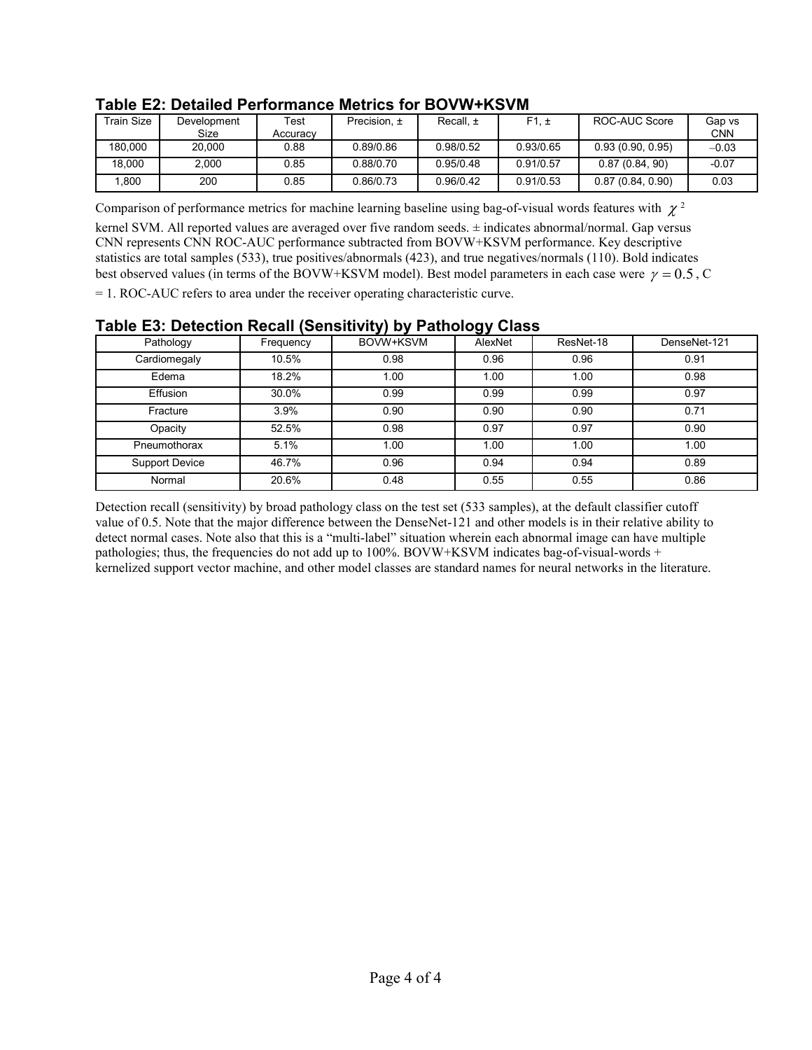## Table E2: Detailed Performance Metrics for BOVW+KSVM

| Train Size | Development Size | Test Accuracy | Precision, ± | Recall, ± | F1, ± | ROC-AUC Score | Gap vs CNN |
|---|---|---|---|---|---|---|---|
| 180,000 | 20,000 | 0.88 | 0.89/0.86 | 0.98/0.52 | 0.93/0.65 | 0.93 (0.90, 0.95) | −0.03 |
| 18,000 | 2,000 | 0.85 | 0.88/0.70 | 0.95/0.48 | 0.91/0.57 | 0.87 (0.84, 90) | -0.07 |
| 1,800 | 200 | 0.85 | 0.86/0.73 | 0.96/0.42 | 0.91/0.53 | 0.87 (0.84, 0.90) | 0.03 |

Comparison of performance metrics for machine learning baseline using bag-of-visual words features with $\chi^2$ kernel SVM. All reported values are averaged over five random seeds. ± indicates abnormal/normal. Gap versus CNN represents CNN ROC-AUC performance subtracted from BOVW+KSVM performance. Key descriptive statistics are total samples (533), true positives/abnormals (423), and true negatives/normals (110). Bold indicates best observed values (in terms of the BOVW+KSVM model). Best model parameters in each case were $\gamma = 0.5$, C = 1. ROC-AUC refers to area under the receiver operating characteristic curve.

## Table E3: Detection Recall (Sensitivity) by Pathology Class

| Pathology | Frequency | BOVW+KSVM | AlexNet | ResNet-18 | DenseNet-121 |
|---|---|---|---|---|---|
| Cardiomegaly | 10.5% | 0.98 | 0.96 | 0.96 | 0.91 |
| Edema | 18.2% | 1.00 | 1.00 | 1.00 | 0.98 |
| Effusion | 30.0% | 0.99 | 0.99 | 0.99 | 0.97 |
| Fracture | 3.9% | 0.90 | 0.90 | 0.90 | 0.71 |
| Opacity | 52.5% | 0.98 | 0.97 | 0.97 | 0.90 |
| Pneumothorax | 5.1% | 1.00 | 1.00 | 1.00 | 1.00 |
| Support Device | 46.7% | 0.96 | 0.94 | 0.94 | 0.89 |
| Normal | 20.6% | 0.48 | 0.55 | 0.55 | 0.86 |

Detection recall (sensitivity) by broad pathology class on the test set (533 samples), at the default classifier cutoff value of 0.5. Note that the major difference between the DenseNet-121 and other models is in their relative ability to detect normal cases. Note also that this is a "multi-label" situation wherein each abnormal image can have multiple pathologies; thus, the frequencies do not add up to 100%. BOVW+KSVM indicates bag-of-visual-words + kernelized support vector machine, and other model classes are standard names for neural networks in the literature.